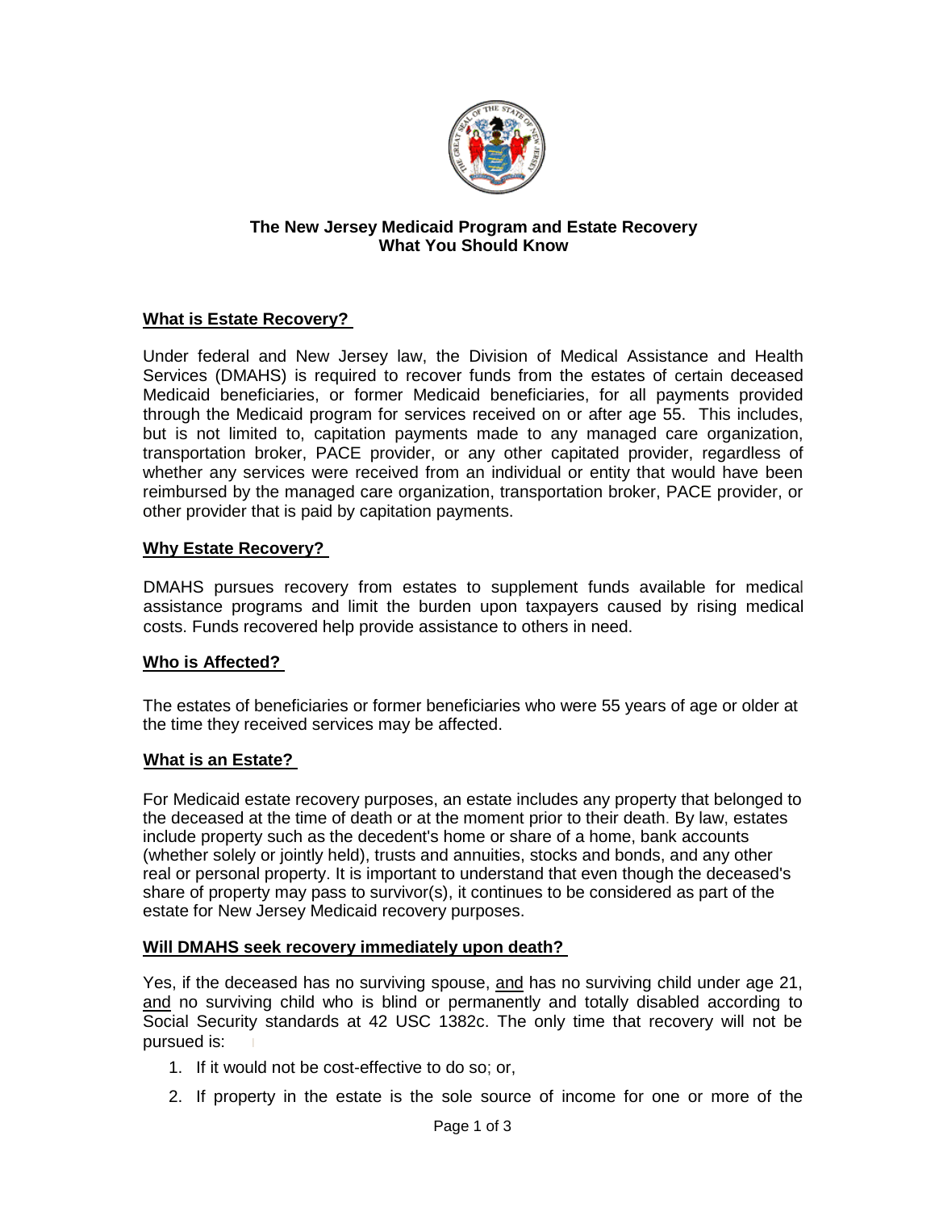# The New Jersey Medicaid Program and Estate Recovery
# What You Should Know

## What is Estate Recovery?

Under federal and New Jersey law, the Division of Medical Assistance and Health Services (DMAHS) is required to recover funds from the estates of certain deceased Medicaid beneficiaries, or former Medicaid beneficiaries, for all payments provided through the Medicaid program for services received on or after age 55. This includes, but is not limited to, capitation payments made to any managed care organization, transportation broker, PACE provider, or any other capitated provider, regardless of whether any services were received from an individual or entity that would have been reimbursed by the managed care organization, transportation broker, PACE provider, or other provider that is paid by capitation payments.

## Why Estate Recovery?

DMAHS pursues recovery from estates to supplement funds available for medical assistance programs and limit the burden upon taxpayers caused by rising medical costs. Funds recovered help provide assistance to others in need.

## Who is Affected?

The estates of beneficiaries or former beneficiaries who were 55 years of age or older at the time they received services may be affected.

## What is an Estate?

For Medicaid estate recovery purposes, an estate includes any property that belonged to the deceased at the time of death or at the moment prior to their death. By law, estates include property such as the decedent's home or share of a home, bank accounts (whether solely or jointly held), trusts and annuities, stocks and bonds, and any other real or personal property. It is important to understand that even though the deceased's share of property may pass to survivor(s), it continues to be considered as part of the estate for New Jersey Medicaid recovery purposes.

## Will DMAHS seek recovery immediately upon death?

Yes, if the deceased has no surviving spouse, and has no surviving child under age 21, and no surviving child who is blind or permanently and totally disabled according to Social Security standards at 42 USC 1382c. The only time that recovery will not be pursued is:

1. If it would not be cost-effective to do so; or,
2. If property in the estate is the sole source of income for one or more of the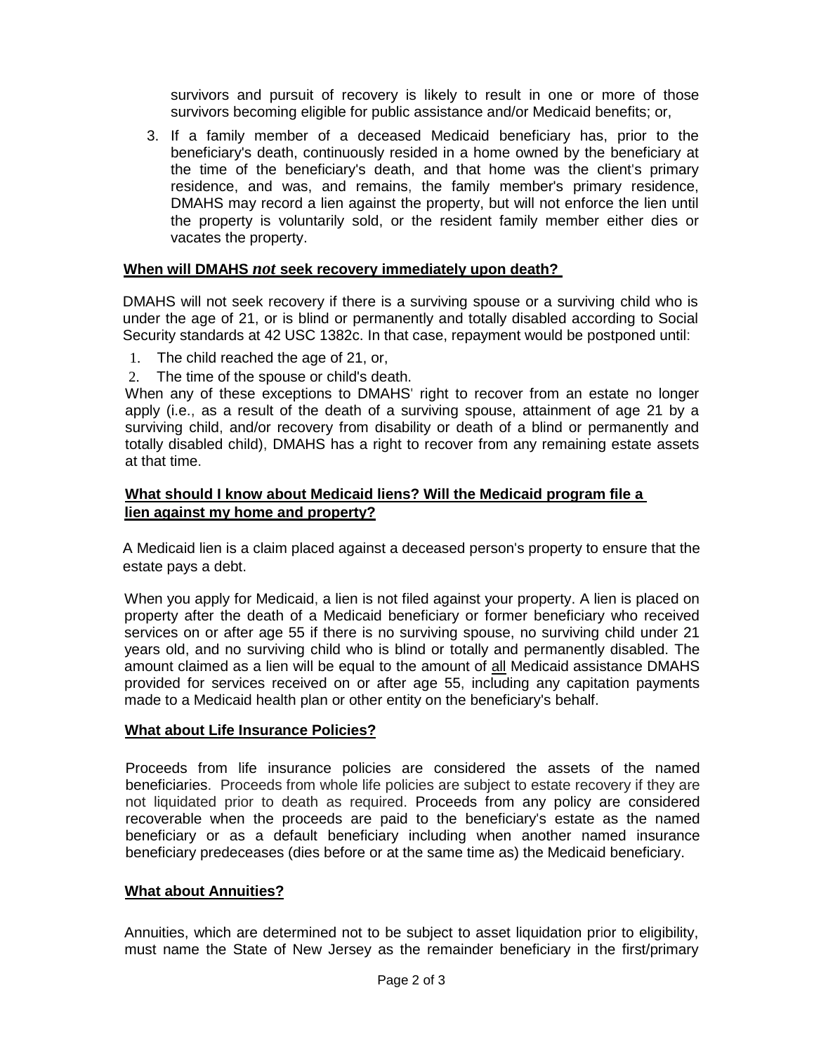survivors and pursuit of recovery is likely to result in one or more of those survivors becoming eligible for public assistance and/or Medicaid benefits; or,

3. If a family member of a deceased Medicaid beneficiary has, prior to the beneficiary's death, continuously resided in a home owned by the beneficiary at the time of the beneficiary's death, and that home was the client's primary residence, and was, and remains, the family member's primary residence, DMAHS may record a lien against the property, but will not enforce the lien until the property is voluntarily sold, or the resident family member either dies or vacates the property.

## When will DMAHS *not* seek recovery immediately upon death?

DMAHS will not seek recovery if there is a surviving spouse or a surviving child who is under the age of 21, or is blind or permanently and totally disabled according to Social Security standards at 42 USC 1382c. In that case, repayment would be postponed until:

1. The child reached the age of 21, or,
2. The time of the spouse or child's death.

When any of these exceptions to DMAHS' right to recover from an estate no longer apply (i.e., as a result of the death of a surviving spouse, attainment of age 21 by a surviving child, and/or recovery from disability or death of a blind or permanently and totally disabled child), DMAHS has a right to recover from any remaining estate assets at that time.

## What should I know about Medicaid liens? Will the Medicaid program file a lien against my home and property?

A Medicaid lien is a claim placed against a deceased person's property to ensure that the estate pays a debt.

When you apply for Medicaid, a lien is not filed against your property. A lien is placed on property after the death of a Medicaid beneficiary or former beneficiary who received services on or after age 55 if there is no surviving spouse, no surviving child under 21 years old, and no surviving child who is blind or totally and permanently disabled. The amount claimed as a lien will be equal to the amount of <u>all</u> Medicaid assistance DMAHS provided for services received on or after age 55, including any capitation payments made to a Medicaid health plan or other entity on the beneficiary's behalf.

## What about Life Insurance Policies?

Proceeds from life insurance policies are considered the assets of the named beneficiaries. Proceeds from whole life policies are subject to estate recovery if they are not liquidated prior to death as required. Proceeds from any policy are considered recoverable when the proceeds are paid to the beneficiary's estate as the named beneficiary or as a default beneficiary including when another named insurance beneficiary predeceases (dies before or at the same time as) the Medicaid beneficiary.

## What about Annuities?

Annuities, which are determined not to be subject to asset liquidation prior to eligibility, must name the State of New Jersey as the remainder beneficiary in the first/primary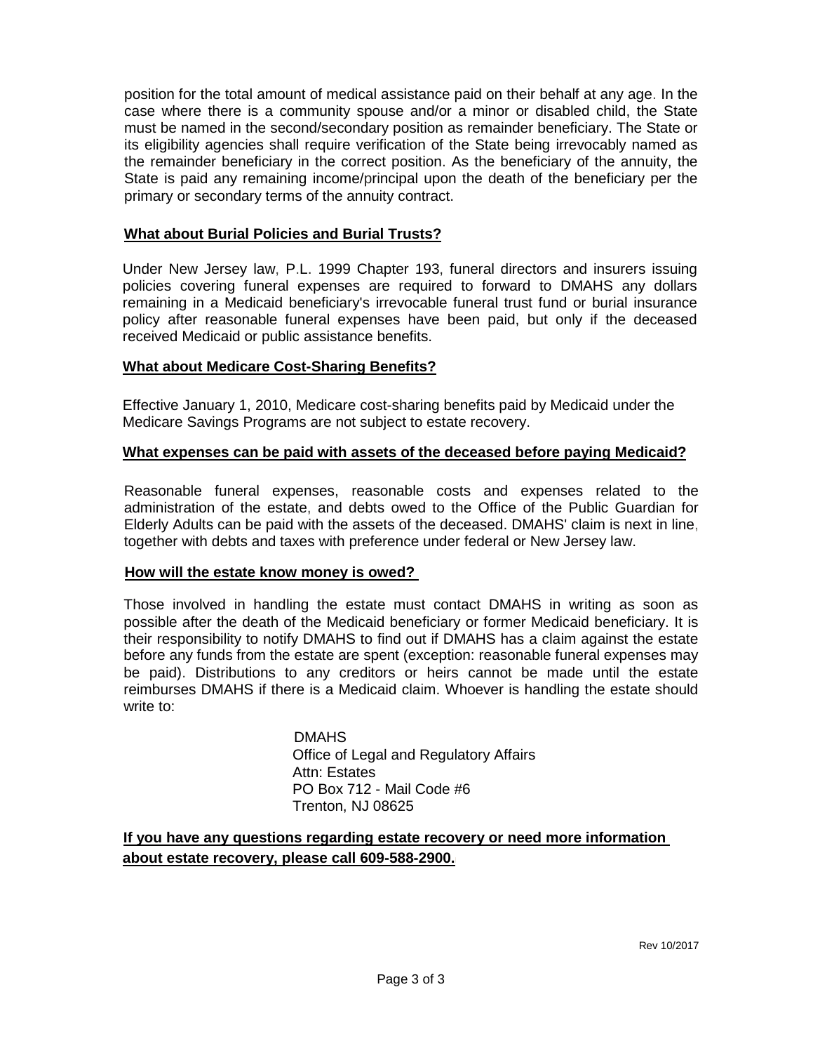position for the total amount of medical assistance paid on their behalf at any age. In the case where there is a community spouse and/or a minor or disabled child, the State must be named in the second/secondary position as remainder beneficiary. The State or its eligibility agencies shall require verification of the State being irrevocably named as the remainder beneficiary in the correct position. As the beneficiary of the annuity, the State is paid any remaining income/principal upon the death of the beneficiary per the primary or secondary terms of the annuity contract.

## What about Burial Policies and Burial Trusts?

Under New Jersey law, P.L. 1999 Chapter 193, funeral directors and insurers issuing policies covering funeral expenses are required to forward to DMAHS any dollars remaining in a Medicaid beneficiary's irrevocable funeral trust fund or burial insurance policy after reasonable funeral expenses have been paid, but only if the deceased received Medicaid or public assistance benefits.

## What about Medicare Cost-Sharing Benefits?

Effective January 1, 2010, Medicare cost-sharing benefits paid by Medicaid under the Medicare Savings Programs are not subject to estate recovery.

## What expenses can be paid with assets of the deceased before paying Medicaid?

Reasonable funeral expenses, reasonable costs and expenses related to the administration of the estate, and debts owed to the Office of the Public Guardian for Elderly Adults can be paid with the assets of the deceased. DMAHS' claim is next in line, together with debts and taxes with preference under federal or New Jersey law.

## How will the estate know money is owed?

Those involved in handling the estate must contact DMAHS in writing as soon as possible after the death of the Medicaid beneficiary or former Medicaid beneficiary. It is their responsibility to notify DMAHS to find out if DMAHS has a claim against the estate before any funds from the estate are spent (exception: reasonable funeral expenses may be paid). Distributions to any creditors or heirs cannot be made until the estate reimburses DMAHS if there is a Medicaid claim. Whoever is handling the estate should write to:

DMAHS
Office of Legal and Regulatory Affairs
Attn: Estates
PO Box 712 - Mail Code #6
Trenton, NJ 08625

**If you have any questions regarding estate recovery or need more information about estate recovery, please call 609-588-2900.**

Rev 10/2017